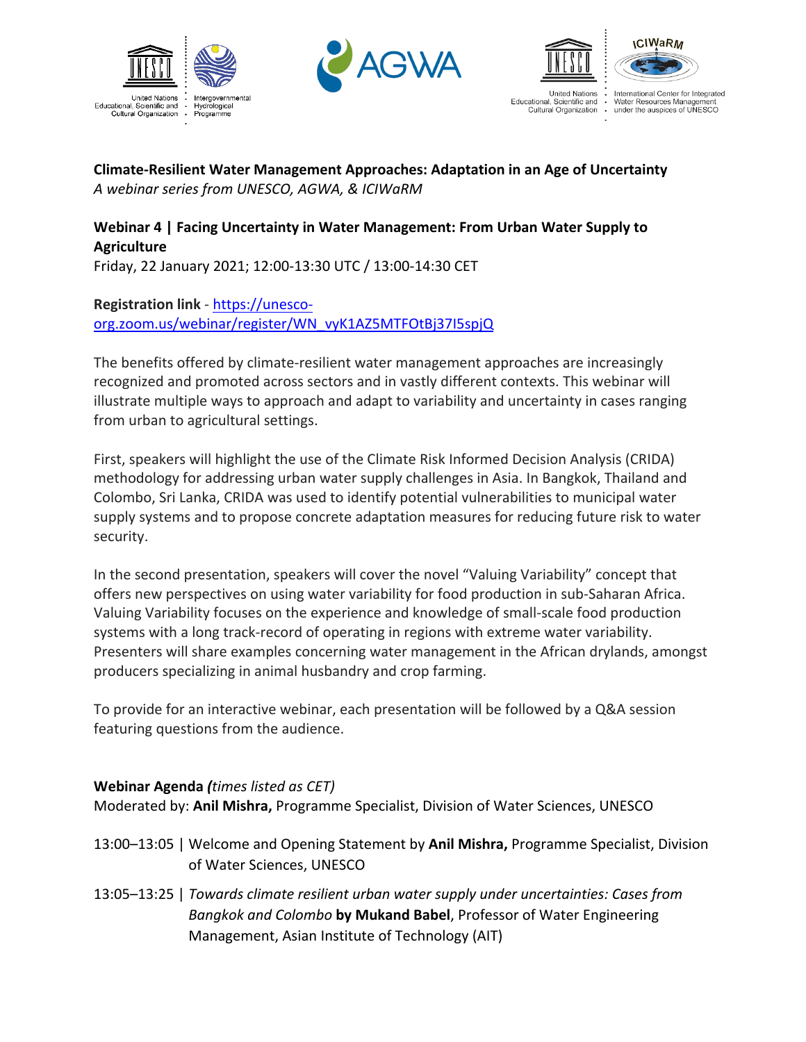United Nations Educational, Scientific and Cultural Organization · Intergovernmental Hydrological Programme

AGWA

United Nations Educational, Scientific and Cultural Organization · ICIWaRM · International Center for Integrated Water Resources Management under the auspices of UNESCO

**Climate-Resilient Water Management Approaches: Adaptation in an Age of Uncertainty**
*A webinar series from UNESCO, AGWA, & ICIWaRM*

## Webinar 4 | Facing Uncertainty in Water Management: From Urban Water Supply to Agriculture

Friday, 22 January 2021; 12:00-13:30 UTC / 13:00-14:30 CET

**Registration link** - https://unesco-org.zoom.us/webinar/register/WN_vyK1AZ5MTFOtBj37I5spjQ

The benefits offered by climate-resilient water management approaches are increasingly recognized and promoted across sectors and in vastly different contexts. This webinar will illustrate multiple ways to approach and adapt to variability and uncertainty in cases ranging from urban to agricultural settings.

First, speakers will highlight the use of the Climate Risk Informed Decision Analysis (CRIDA) methodology for addressing urban water supply challenges in Asia. In Bangkok, Thailand and Colombo, Sri Lanka, CRIDA was used to identify potential vulnerabilities to municipal water supply systems and to propose concrete adaptation measures for reducing future risk to water security.

In the second presentation, speakers will cover the novel "Valuing Variability" concept that offers new perspectives on using water variability for food production in sub-Saharan Africa. Valuing Variability focuses on the experience and knowledge of small-scale food production systems with a long track-record of operating in regions with extreme water variability. Presenters will share examples concerning water management in the African drylands, amongst producers specializing in animal husbandry and crop farming.

To provide for an interactive webinar, each presentation will be followed by a Q&A session featuring questions from the audience.

**Webinar Agenda *(times listed as CET)***
Moderated by: **Anil Mishra,** Programme Specialist, Division of Water Sciences, UNESCO

13:00–13:05 | Welcome and Opening Statement by **Anil Mishra,** Programme Specialist, Division of Water Sciences, UNESCO

13:05–13:25 | *Towards climate resilient urban water supply under uncertainties: Cases from Bangkok and Colombo* **by Mukand Babel**, Professor of Water Engineering Management, Asian Institute of Technology (AIT)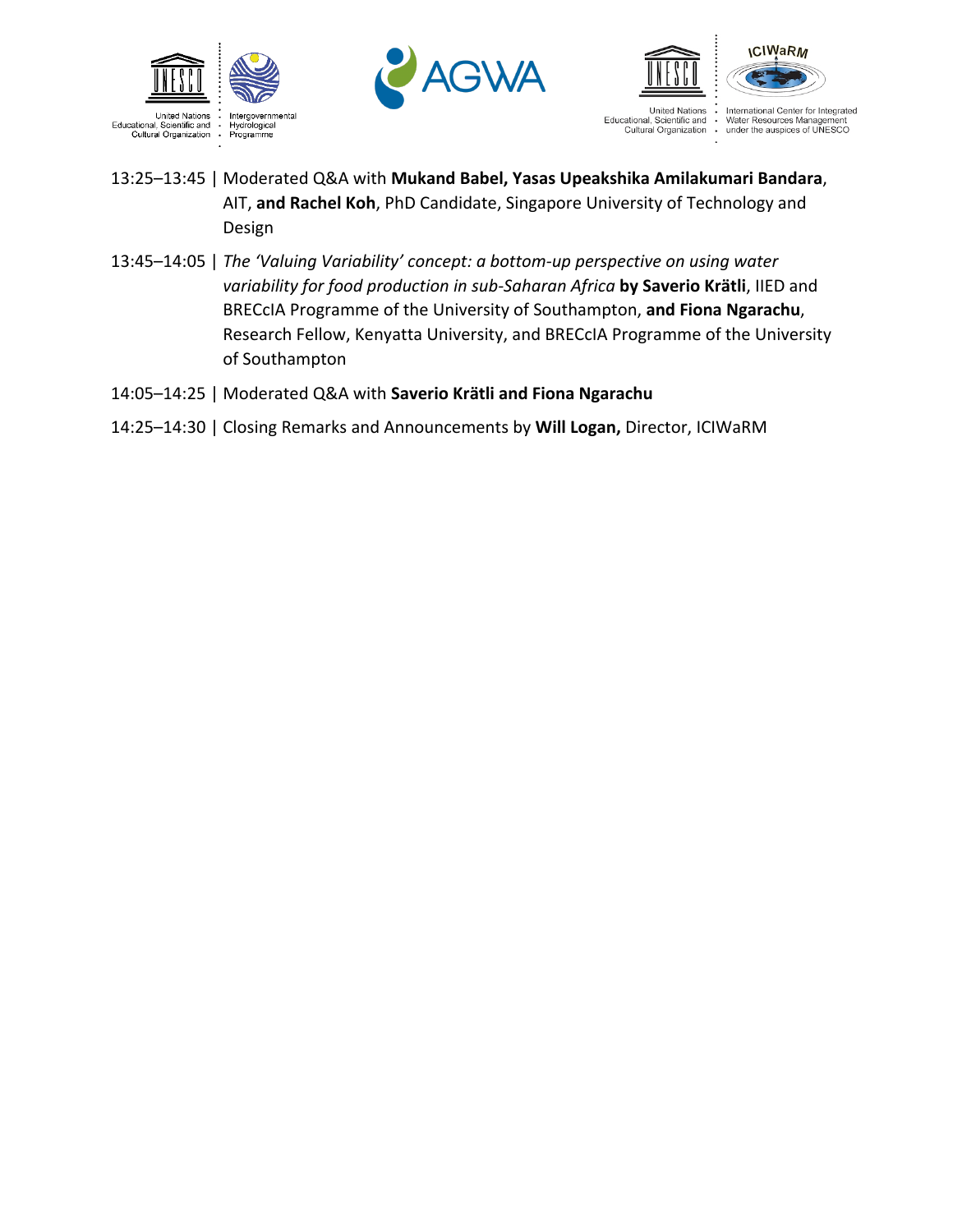13:25–13:45 | Moderated Q&A with **Mukand Babel, Yasas Upeakshika Amilakumari Bandara**, AIT, **and Rachel Koh**, PhD Candidate, Singapore University of Technology and Design

13:45–14:05 | *The 'Valuing Variability' concept: a bottom-up perspective on using water variability for food production in sub-Saharan Africa* **by Saverio Krätli**, IIED and BRECcIA Programme of the University of Southampton, **and Fiona Ngarachu**, Research Fellow, Kenyatta University, and BRECcIA Programme of the University of Southampton

14:05–14:25 | Moderated Q&A with **Saverio Krätli and Fiona Ngarachu**

14:25–14:30 | Closing Remarks and Announcements by **Will Logan,** Director, ICIWaRM